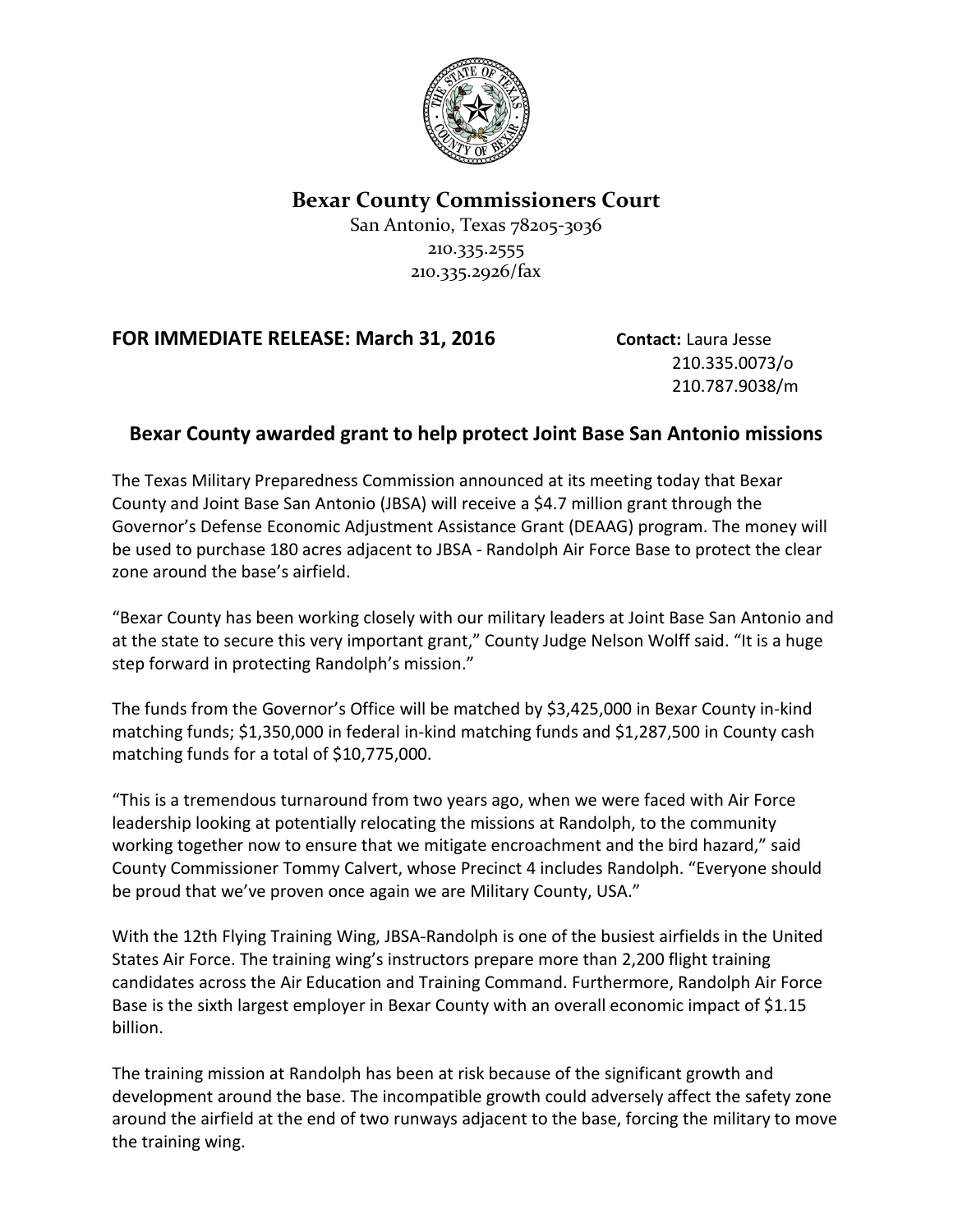# Bexar County Commissioners Court

San Antonio, Texas 78205-3036
210.335.2555
210.335.2926/fax

**FOR IMMEDIATE RELEASE: March 31, 2016**

**Contact:** Laura Jesse
210.335.0073/o
210.787.9038/m

## Bexar County awarded grant to help protect Joint Base San Antonio missions

The Texas Military Preparedness Commission announced at its meeting today that Bexar County and Joint Base San Antonio (JBSA) will receive a $4.7 million grant through the Governor's Defense Economic Adjustment Assistance Grant (DEAAG) program. The money will be used to purchase 180 acres adjacent to JBSA - Randolph Air Force Base to protect the clear zone around the base's airfield.

"Bexar County has been working closely with our military leaders at Joint Base San Antonio and at the state to secure this very important grant," County Judge Nelson Wolff said. "It is a huge step forward in protecting Randolph's mission."

The funds from the Governor's Office will be matched by $3,425,000 in Bexar County in-kind matching funds; $1,350,000 in federal in-kind matching funds and $1,287,500 in County cash matching funds for a total of $10,775,000.

"This is a tremendous turnaround from two years ago, when we were faced with Air Force leadership looking at potentially relocating the missions at Randolph, to the community working together now to ensure that we mitigate encroachment and the bird hazard," said County Commissioner Tommy Calvert, whose Precinct 4 includes Randolph. "Everyone should be proud that we've proven once again we are Military County, USA."

With the 12th Flying Training Wing, JBSA-Randolph is one of the busiest airfields in the United States Air Force. The training wing's instructors prepare more than 2,200 flight training candidates across the Air Education and Training Command. Furthermore, Randolph Air Force Base is the sixth largest employer in Bexar County with an overall economic impact of $1.15 billion.

The training mission at Randolph has been at risk because of the significant growth and development around the base. The incompatible growth could adversely affect the safety zone around the airfield at the end of two runways adjacent to the base, forcing the military to move the training wing.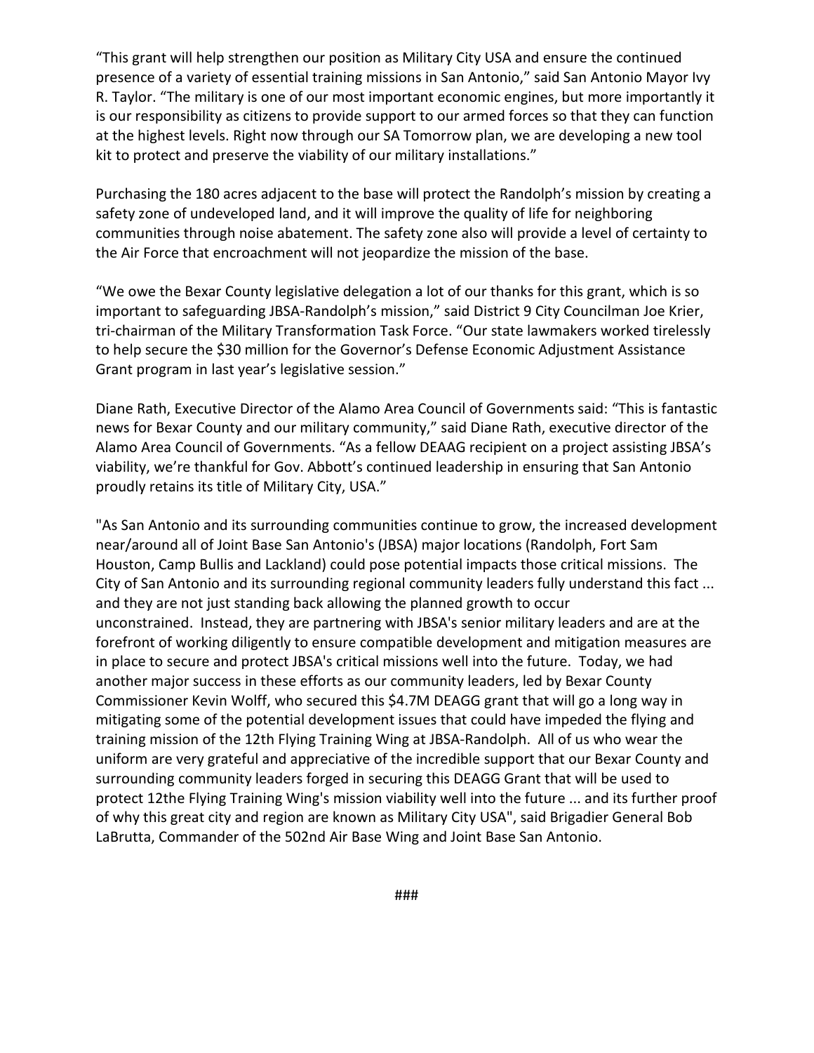"This grant will help strengthen our position as Military City USA and ensure the continued presence of a variety of essential training missions in San Antonio," said San Antonio Mayor Ivy R. Taylor. "The military is one of our most important economic engines, but more importantly it is our responsibility as citizens to provide support to our armed forces so that they can function at the highest levels. Right now through our SA Tomorrow plan, we are developing a new tool kit to protect and preserve the viability of our military installations."

Purchasing the 180 acres adjacent to the base will protect the Randolph's mission by creating a safety zone of undeveloped land, and it will improve the quality of life for neighboring communities through noise abatement. The safety zone also will provide a level of certainty to the Air Force that encroachment will not jeopardize the mission of the base.

"We owe the Bexar County legislative delegation a lot of our thanks for this grant, which is so important to safeguarding JBSA-Randolph's mission," said District 9 City Councilman Joe Krier, tri-chairman of the Military Transformation Task Force. "Our state lawmakers worked tirelessly to help secure the $30 million for the Governor's Defense Economic Adjustment Assistance Grant program in last year's legislative session."

Diane Rath, Executive Director of the Alamo Area Council of Governments said: "This is fantastic news for Bexar County and our military community," said Diane Rath, executive director of the Alamo Area Council of Governments. "As a fellow DEAAG recipient on a project assisting JBSA's viability, we're thankful for Gov. Abbott's continued leadership in ensuring that San Antonio proudly retains its title of Military City, USA."

"As San Antonio and its surrounding communities continue to grow, the increased development near/around all of Joint Base San Antonio's (JBSA) major locations (Randolph, Fort Sam Houston, Camp Bullis and Lackland) could pose potential impacts those critical missions. The City of San Antonio and its surrounding regional community leaders fully understand this fact ... and they are not just standing back allowing the planned growth to occur unconstrained. Instead, they are partnering with JBSA's senior military leaders and are at the forefront of working diligently to ensure compatible development and mitigation measures are in place to secure and protect JBSA's critical missions well into the future. Today, we had another major success in these efforts as our community leaders, led by Bexar County Commissioner Kevin Wolff, who secured this $4.7M DEAGG grant that will go a long way in mitigating some of the potential development issues that could have impeded the flying and training mission of the 12th Flying Training Wing at JBSA-Randolph. All of us who wear the uniform are very grateful and appreciative of the incredible support that our Bexar County and surrounding community leaders forged in securing this DEAGG Grant that will be used to protect 12the Flying Training Wing's mission viability well into the future ... and its further proof of why this great city and region are known as Military City USA", said Brigadier General Bob LaBrutta, Commander of the 502nd Air Base Wing and Joint Base San Antonio.

###